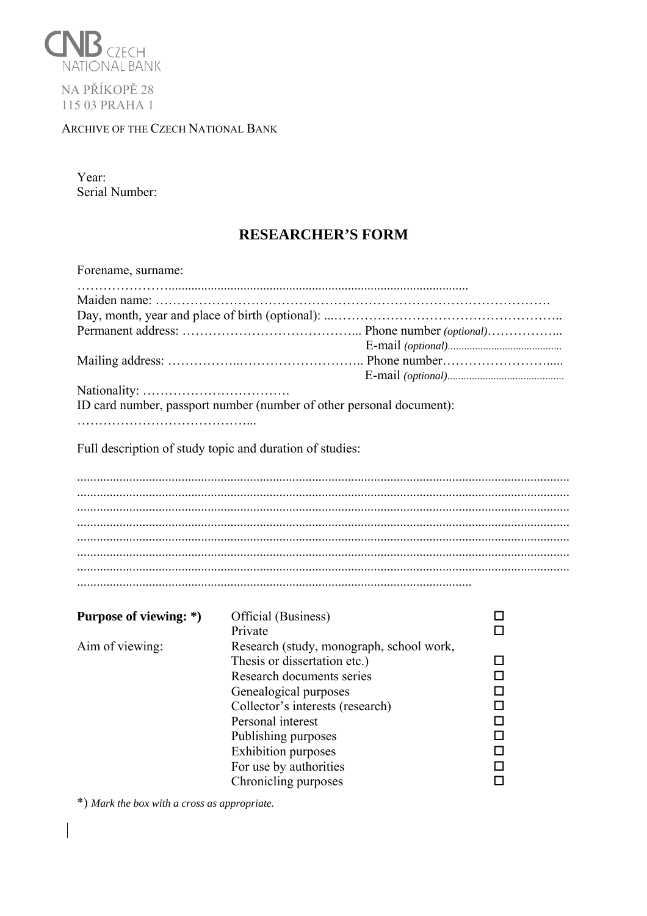CNB CZECH NATIONAL BANK

NA PŘÍKOPĚ 28
115 03 PRAHA 1

ARCHIVE OF THE CZECH NATIONAL BANK

Year:
Serial Number:

## RESEARCHER'S FORM

Forename, surname:
……………………...........................................................................................

Maiden name: ……………………………………………………………………………….

Day, month, year and place of birth (optional): ...……………………………………………..

Permanent address: …………………………………... Phone number *(optional)*……………...
E-mail *(optional)*..........................................

Mailing address: ……………..……………………….. Phone number……………………....
E-mail *(optional)*..........................................

Nationality: …………………………….

ID card number, passport number (number of other personal document):
…………………………………...

Full description of study topic and duration of studies:

....................................................................................................................................................
....................................................................................................................................................
....................................................................................................................................................
....................................................................................................................................................
....................................................................................................................................................
....................................................................................................................................................
....................................................................................................................................................
........................................................................................................................

| **Purpose of viewing: \*)** | Official (Business) | ☐ |
|---|---|---|
| | Private | ☐ |
| Aim of viewing: | Research (study, monograph, school work, Thesis or dissertation etc.) | ☐ |
| | Research documents series | ☐ |
| | Genealogical purposes | ☐ |
| | Collector's interests (research) | ☐ |
| | Personal interest | ☐ |
| | Publishing purposes | ☐ |
| | Exhibition purposes | ☐ |
| | For use by authorities | ☐ |
| | Chronicling purposes | ☐ |

\*) *Mark the box with a cross as appropriate.*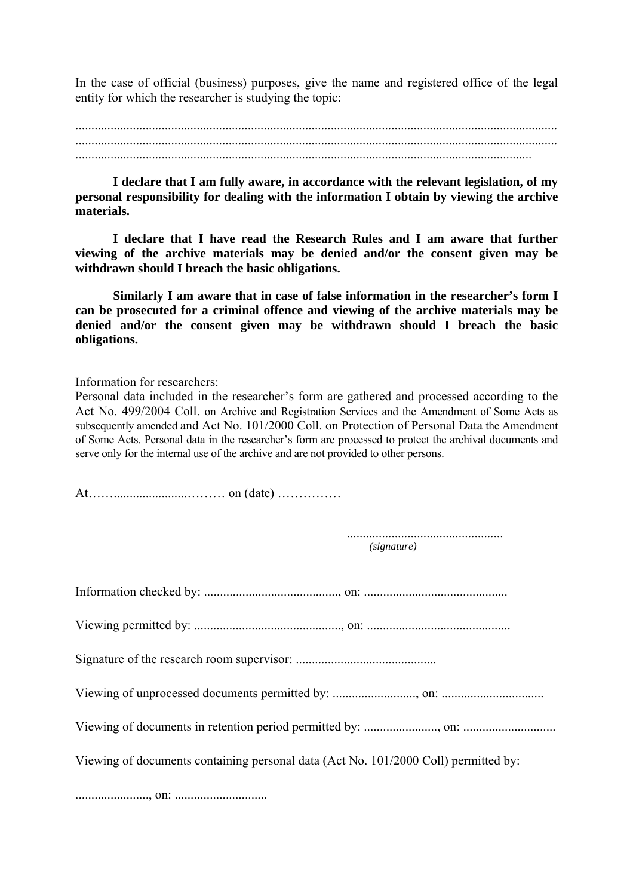In the case of official (business) purposes, give the name and registered office of the legal entity for which the researcher is studying the topic:

.....................................................................................................................................................
.....................................................................................................................................................
.............................................................................................................................................

**I declare that I am fully aware, in accordance with the relevant legislation, of my personal responsibility for dealing with the information I obtain by viewing the archive materials.**

**I declare that I have read the Research Rules and I am aware that further viewing of the archive materials may be denied and/or the consent given may be withdrawn should I breach the basic obligations.**

**Similarly I am aware that in case of false information in the researcher's form I can be prosecuted for a criminal offence and viewing of the archive materials may be denied and/or the consent given may be withdrawn should I breach the basic obligations.**

Information for researchers:
Personal data included in the researcher's form are gathered and processed according to the Act No. 499/2004 Coll. on Archive and Registration Services and the Amendment of Some Acts as subsequently amended and Act No. 101/2000 Coll. on Protection of Personal Data the Amendment of Some Acts. Personal data in the researcher's form are processed to protect the archival documents and serve only for the internal use of the archive and are not provided to other persons.

At……......................……… on (date) ……………

.................................................
*(signature)*

Information checked by: .........................................., on: ............................................

Viewing permitted by: .............................................., on: ............................................

Signature of the research room supervisor: ...........................................

Viewing of unprocessed documents permitted by: .........................., on: ................................

Viewing of documents in retention period permitted by: ......................., on: ............................

Viewing of documents containing personal data (Act No. 101/2000 Coll) permitted by:

......................., on: ............................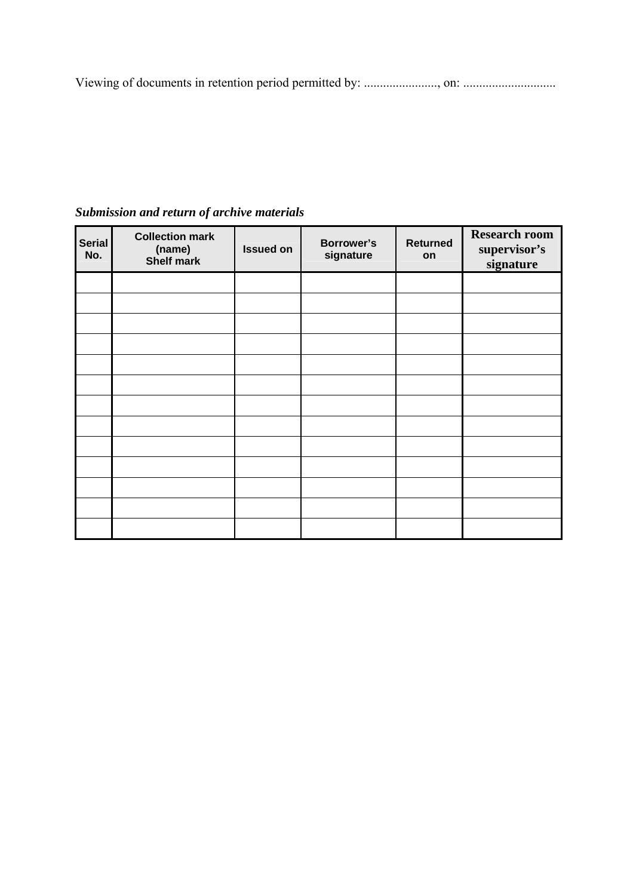Viewing of documents in retention period permitted by: ......................., on: ............................

***Submission and return of archive materials***

| Serial No. | Collection mark (name) Shelf mark | Issued on | Borrower's signature | Returned on | Research room supervisor's signature |
|---|---|---|---|---|---|
| | | | | | |
| | | | | | |
| | | | | | |
| | | | | | |
| | | | | | |
| | | | | | |
| | | | | | |
| | | | | | |
| | | | | | |
| | | | | | |
| | | | | | |
| | | | | | |
| | | | | | |